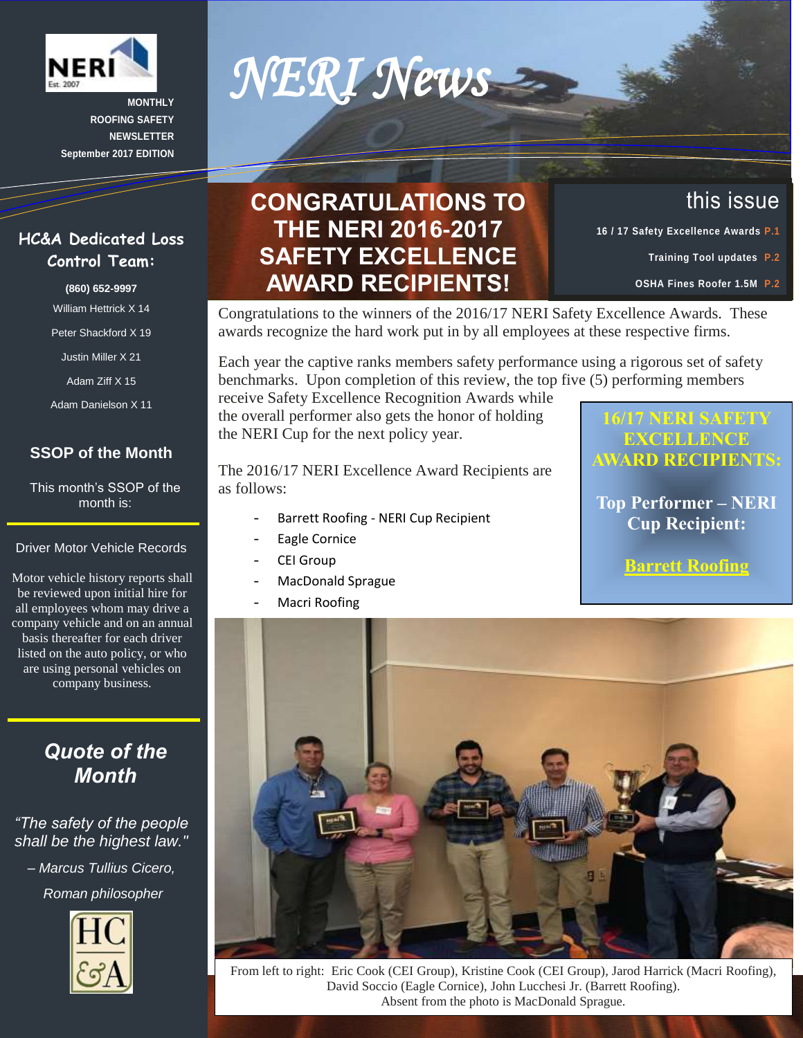# NERI News

MONTHLY ROOFING SAFETY NEWSLETTER
September 2017 EDITION

## HC&A Dedicated Loss Control Team:

(860) 652-9997

William Hettrick X 14

Peter Shackford X 19

Justin Miller X 21

Adam Ziff X 15

Adam Danielson X 11

## SSOP of the Month

This month's SSOP of the month is:

Driver Motor Vehicle Records

Motor vehicle history reports shall be reviewed upon initial hire for all employees whom may drive a company vehicle and on an annual basis thereafter for each driver listed on the auto policy, or who are using personal vehicles on company business.

## *Quote of the Month*

*"The safety of the people shall be the highest law."*

*– Marcus Tullius Cicero, Roman philosopher*

## this issue

16 / 17 Safety Excellence Awards P.1

Training Tool updates P.2

OSHA Fines Roofer 1.5M P.2

## CONGRATULATIONS TO THE NERI 2016-2017 SAFETY EXCELLENCE AWARD RECIPIENTS!

Congratulations to the winners of the 2016/17 NERI Safety Excellence Awards. These awards recognize the hard work put in by all employees at these respective firms.

Each year the captive ranks members safety performance using a rigorous set of safety benchmarks. Upon completion of this review, the top five (5) performing members receive Safety Excellence Recognition Awards while the overall performer also gets the honor of holding the NERI Cup for the next policy year.

The 2016/17 NERI Excellence Award Recipients are as follows:

- Barrett Roofing - NERI Cup Recipient
- Eagle Cornice
- CEI Group
- MacDonald Sprague
- Macri Roofing

**16/17 NERI SAFETY EXCELLENCE AWARD RECIPIENTS:**

**Top Performer – NERI Cup Recipient:**

**Barrett Roofing**

From left to right: Eric Cook (CEI Group), Kristine Cook (CEI Group), Jarod Harrick (Macri Roofing), David Soccio (Eagle Cornice), John Lucchesi Jr. (Barrett Roofing). Absent from the photo is MacDonald Sprague.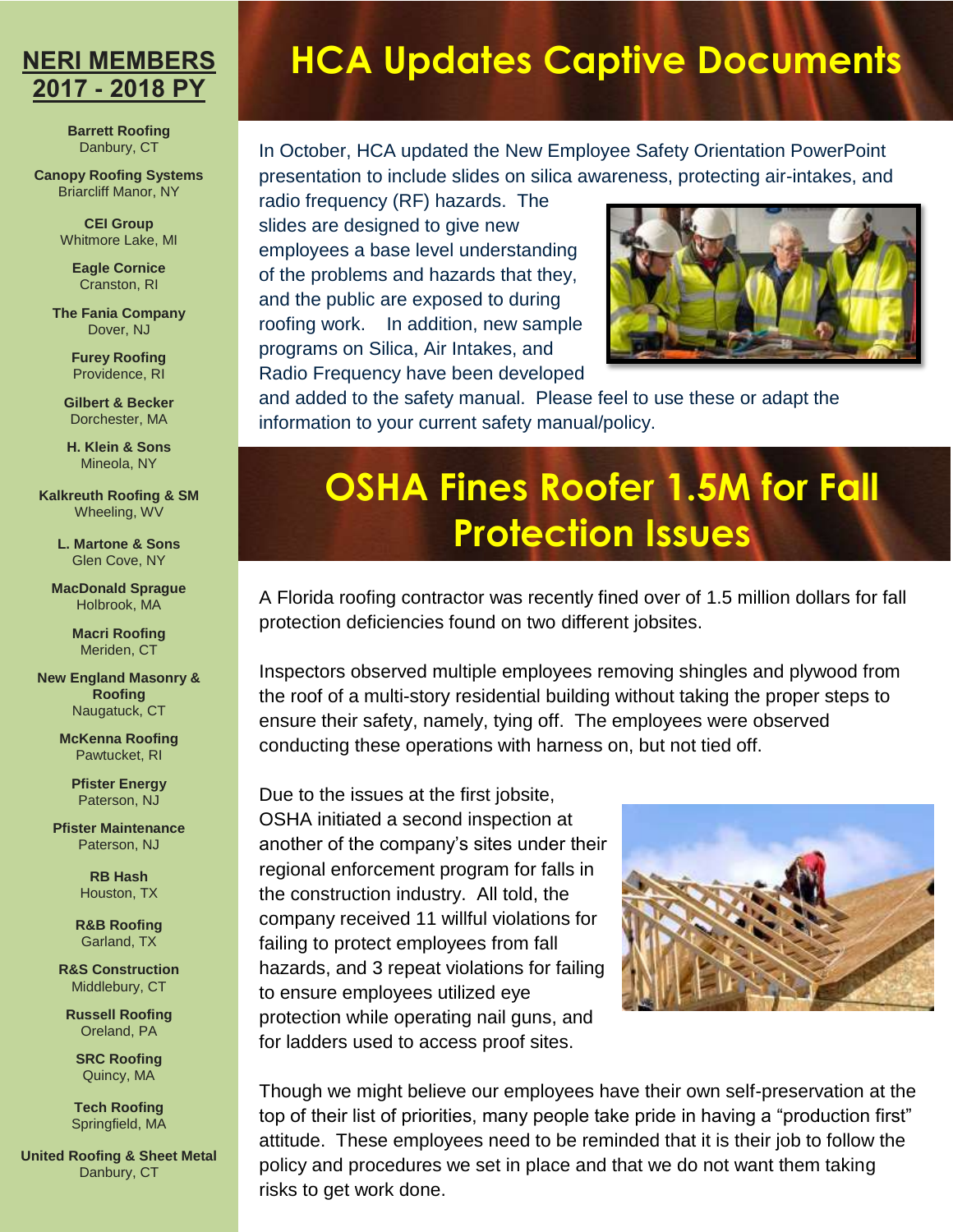## NERI MEMBERS 2017 - 2018 PY

**Barrett Roofing**
Danbury, CT

**Canopy Roofing Systems**
Briarcliff Manor, NY

**CEI Group**
Whitmore Lake, MI

**Eagle Cornice**
Cranston, RI

**The Fania Company**
Dover, NJ

**Furey Roofing**
Providence, RI

**Gilbert & Becker**
Dorchester, MA

**H. Klein & Sons**
Mineola, NY

**Kalkreuth Roofing & SM**
Wheeling, WV

**L. Martone & Sons**
Glen Cove, NY

**MacDonald Sprague**
Holbrook, MA

**Macri Roofing**
Meriden, CT

**New England Masonry & Roofing**
Naugatuck, CT

**McKenna Roofing**
Pawtucket, RI

**Pfister Energy**
Paterson, NJ

**Pfister Maintenance**
Paterson, NJ

**RB Hash**
Houston, TX

**R&B Roofing**
Garland, TX

**R&S Construction**
Middlebury, CT

**Russell Roofing**
Oreland, PA

**SRC Roofing**
Quincy, MA

**Tech Roofing**
Springfield, MA

**United Roofing & Sheet Metal**
Danbury, CT

# HCA Updates Captive Documents

In October, HCA updated the New Employee Safety Orientation PowerPoint presentation to include slides on silica awareness, protecting air-intakes, and radio frequency (RF) hazards. The slides are designed to give new employees a base level understanding of the problems and hazards that they, and the public are exposed to during roofing work. In addition, new sample programs on Silica, Air Intakes, and Radio Frequency have been developed and added to the safety manual. Please feel to use these or adapt the information to your current safety manual/policy.

# OSHA Fines Roofer 1.5M for Fall Protection Issues

A Florida roofing contractor was recently fined over of 1.5 million dollars for fall protection deficiencies found on two different jobsites.

Inspectors observed multiple employees removing shingles and plywood from the roof of a multi-story residential building without taking the proper steps to ensure their safety, namely, tying off. The employees were observed conducting these operations with harness on, but not tied off.

Due to the issues at the first jobsite, OSHA initiated a second inspection at another of the company's sites under their regional enforcement program for falls in the construction industry. All told, the company received 11 willful violations for failing to protect employees from fall hazards, and 3 repeat violations for failing to ensure employees utilized eye protection while operating nail guns, and for ladders used to access proof sites.

Though we might believe our employees have their own self-preservation at the top of their list of priorities, many people take pride in having a "production first" attitude. These employees need to be reminded that it is their job to follow the policy and procedures we set in place and that we do not want them taking risks to get work done.